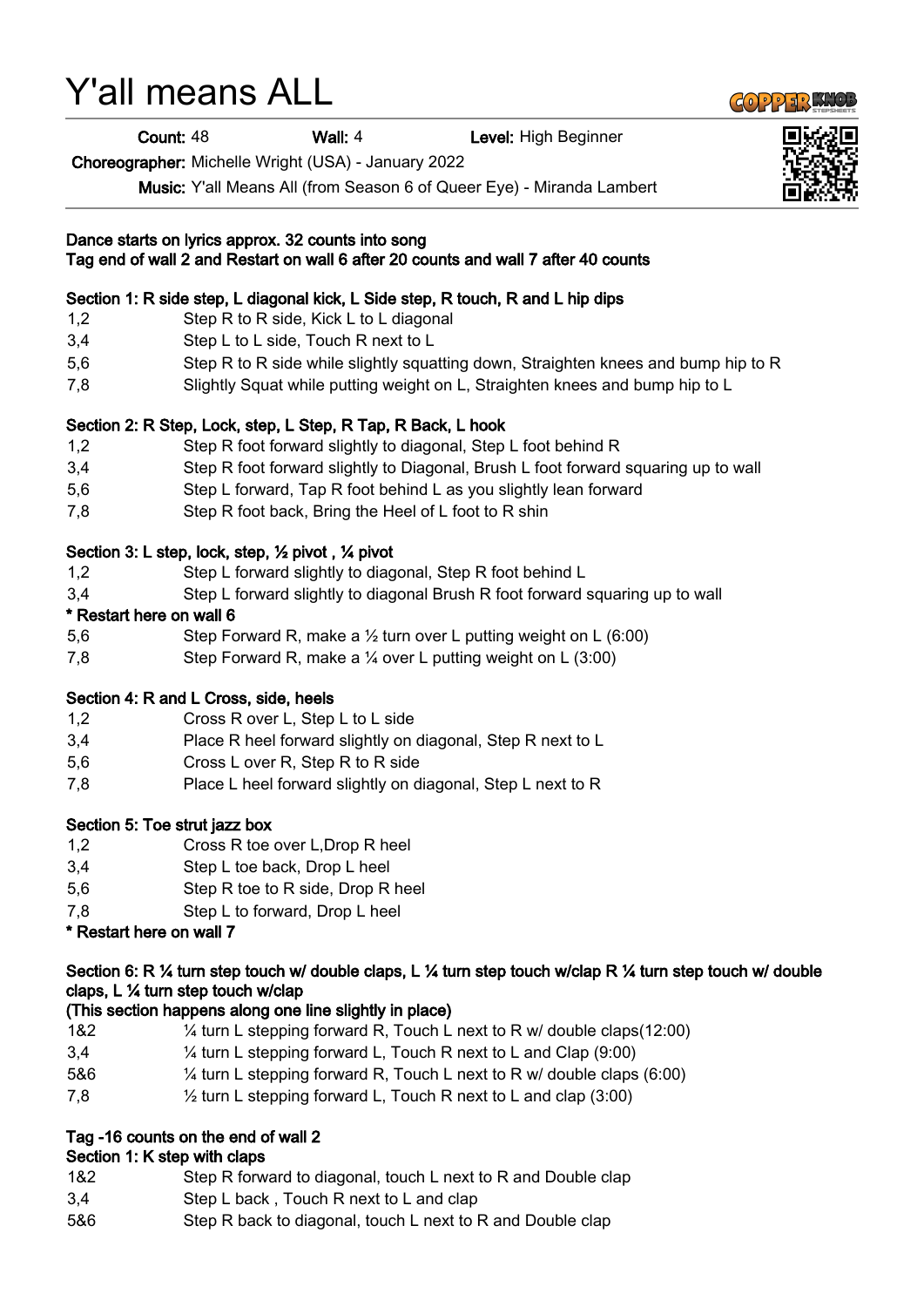# Y'all means ALL

**Count:** 48 **Wall:** 4 **Level:** High Beginner

**Choreographer:** Michelle Wright (USA) - January 2022

**Music:** Y'all Means All (from Season 6 of Queer Eye) - Miranda Lambert

**Dance starts on lyrics approx. 32 counts into song**
**Tag end of wall 2 and Restart on wall 6 after 20 counts and wall 7 after 40 counts**

**Section 1: R side step, L diagonal kick, L Side step, R touch, R and L hip dips**

| | |
|---|---|
| 1,2 | Step R to R side, Kick L to L diagonal |
| 3,4 | Step L to L side, Touch R next to L |
| 5,6 | Step R to R side while slightly squatting down, Straighten knees and bump hip to R |
| 7,8 | Slightly Squat while putting weight on L, Straighten knees and bump hip to L |

**Section 2: R Step, Lock, step, L Step, R Tap, R Back, L hook**

| | |
|---|---|
| 1,2 | Step R foot forward slightly to diagonal, Step L foot behind R |
| 3,4 | Step R foot forward slightly to Diagonal, Brush L foot forward squaring up to wall |
| 5,6 | Step L forward, Tap R foot behind L as you slightly lean forward |
| 7,8 | Step R foot back, Bring the Heel of L foot to R shin |

**Section 3: L step, lock, step, ½ pivot , ¼ pivot**

| | |
|---|---|
| 1,2 | Step L forward slightly to diagonal, Step R foot behind L |
| 3,4 | Step L forward slightly to diagonal Brush R foot forward squaring up to wall |

**\* Restart here on wall 6**

| | |
|---|---|
| 5,6 | Step Forward R, make a ½ turn over L putting weight on L (6:00) |
| 7,8 | Step Forward R, make a ¼ over L putting weight on L (3:00) |

**Section 4: R and L Cross, side, heels**

| | |
|---|---|
| 1,2 | Cross R over L, Step L to L side |
| 3,4 | Place R heel forward slightly on diagonal, Step R next to L |
| 5,6 | Cross L over R, Step R to R side |
| 7,8 | Place L heel forward slightly on diagonal, Step L next to R |

**Section 5: Toe strut jazz box**

| | |
|---|---|
| 1,2 | Cross R toe over L,Drop R heel |
| 3,4 | Step L toe back, Drop L heel |
| 5,6 | Step R toe to R side, Drop R heel |
| 7,8 | Step L to forward, Drop L heel |

**\* Restart here on wall 7**

**Section 6: R ¼ turn step touch w/ double claps, L ¼ turn step touch w/clap R ¼ turn step touch w/ double claps, L ¼ turn step touch w/clap**
**(This section happens along one line slightly in place)**

| | |
|---|---|
| 1&2 | ¼ turn L stepping forward R, Touch L next to R w/ double claps(12:00) |
| 3,4 | ¼ turn L stepping forward L, Touch R next to L and Clap (9:00) |
| 5&6 | ¼ turn L stepping forward R, Touch L next to R w/ double claps (6:00) |
| 7,8 | ½ turn L stepping forward L, Touch R next to L and clap (3:00) |

**Tag -16 counts on the end of wall 2**
**Section 1: K step with claps**

| | |
|---|---|
| 1&2 | Step R forward to diagonal, touch L next to R and Double clap |
| 3,4 | Step L back , Touch R next to L and clap |
| 5&6 | Step R back to diagonal, touch L next to R and Double clap |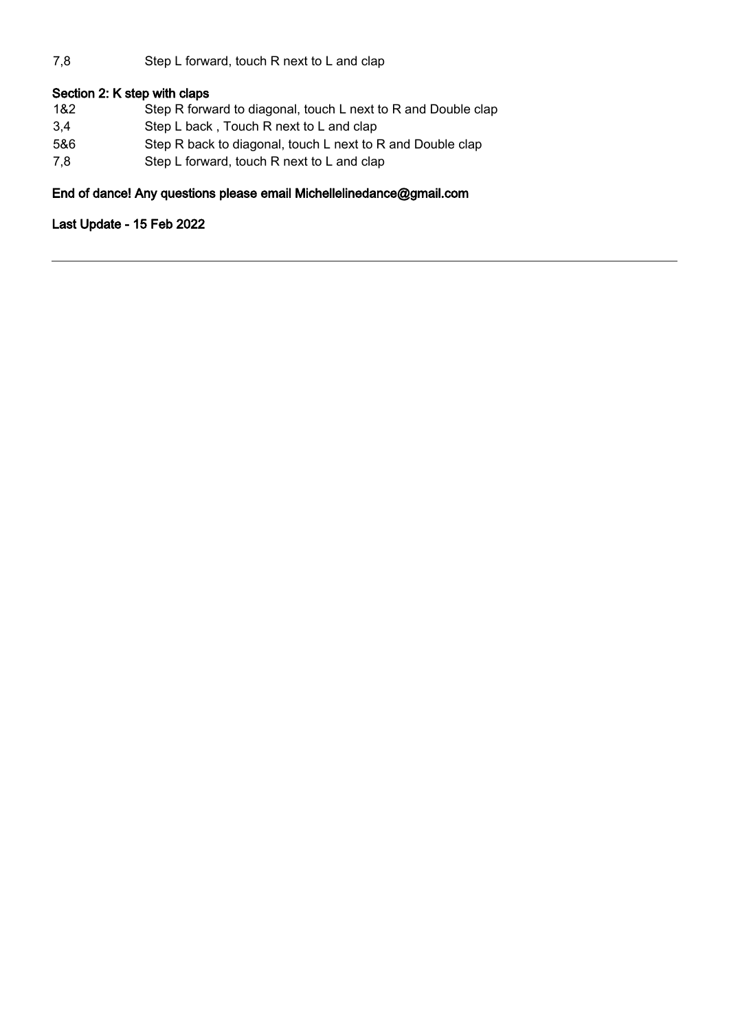| | |
|---|---|
| 7,8 | Step L forward, touch R next to L and clap |

**Section 2: K step with claps**

| | |
|---|---|
| 1&2 | Step R forward to diagonal, touch L next to R and Double clap |
| 3,4 | Step L back , Touch R next to L and clap |
| 5&6 | Step R back to diagonal, touch L next to R and Double clap |
| 7,8 | Step L forward, touch R next to L and clap |

**End of dance! Any questions please email Michellelinedance@gmail.com**

**Last Update - 15 Feb 2022**

---